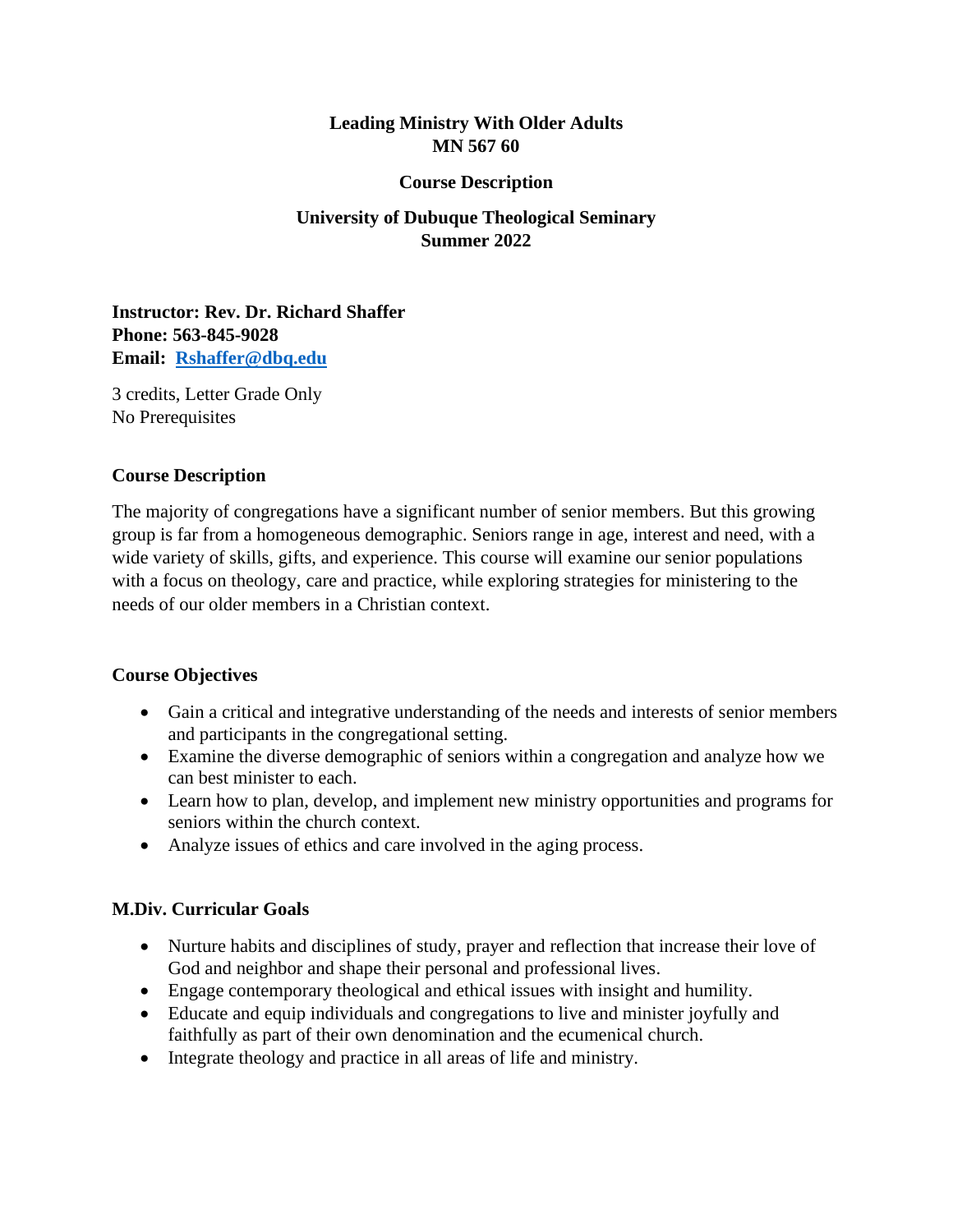# Leading Ministry With Older Adults
# MN 567 60

## Course Description

## University of Dubuque Theological Seminary
## Summer 2022

**Instructor: Rev. Dr. Richard Shaffer**
**Phone: 563-845-9028**
**Email: Rshaffer@dbq.edu**

3 credits, Letter Grade Only
No Prerequisites

### Course Description

The majority of congregations have a significant number of senior members. But this growing group is far from a homogeneous demographic. Seniors range in age, interest and need, with a wide variety of skills, gifts, and experience. This course will examine our senior populations with a focus on theology, care and practice, while exploring strategies for ministering to the needs of our older members in a Christian context.

### Course Objectives

- Gain a critical and integrative understanding of the needs and interests of senior members and participants in the congregational setting.
- Examine the diverse demographic of seniors within a congregation and analyze how we can best minister to each.
- Learn how to plan, develop, and implement new ministry opportunities and programs for seniors within the church context.
- Analyze issues of ethics and care involved in the aging process.

### M.Div. Curricular Goals

- Nurture habits and disciplines of study, prayer and reflection that increase their love of God and neighbor and shape their personal and professional lives.
- Engage contemporary theological and ethical issues with insight and humility.
- Educate and equip individuals and congregations to live and minister joyfully and faithfully as part of their own denomination and the ecumenical church.
- Integrate theology and practice in all areas of life and ministry.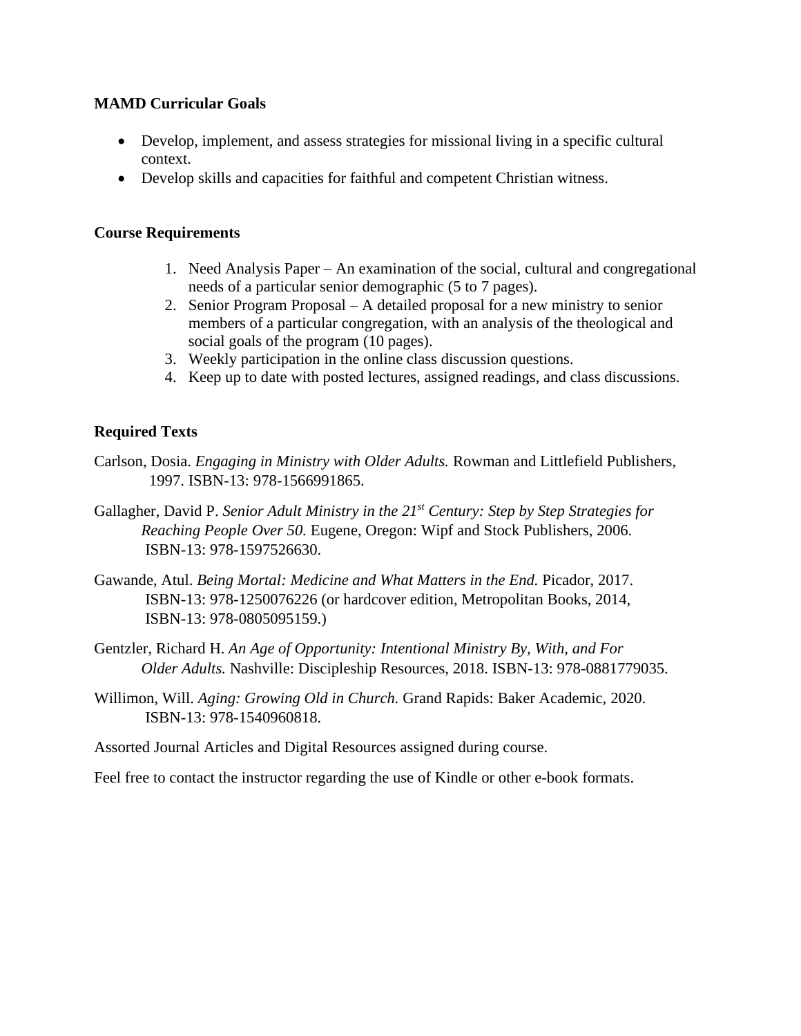**MAMD Curricular Goals**

- Develop, implement, and assess strategies for missional living in a specific cultural context.
- Develop skills and capacities for faithful and competent Christian witness.

**Course Requirements**

1. Need Analysis Paper – An examination of the social, cultural and congregational needs of a particular senior demographic (5 to 7 pages).
2. Senior Program Proposal – A detailed proposal for a new ministry to senior members of a particular congregation, with an analysis of the theological and social goals of the program (10 pages).
3. Weekly participation in the online class discussion questions.
4. Keep up to date with posted lectures, assigned readings, and class discussions.

**Required Texts**

Carlson, Dosia. *Engaging in Ministry with Older Adults.* Rowman and Littlefield Publishers, 1997. ISBN-13: 978-1566991865.

Gallagher, David P. *Senior Adult Ministry in the 21st Century: Step by Step Strategies for Reaching People Over 50.* Eugene, Oregon: Wipf and Stock Publishers, 2006. ISBN-13: 978-1597526630.

Gawande, Atul. *Being Mortal: Medicine and What Matters in the End.* Picador, 2017. ISBN-13: 978-1250076226 (or hardcover edition, Metropolitan Books, 2014, ISBN-13: 978-0805095159.)

Gentzler, Richard H. *An Age of Opportunity: Intentional Ministry By, With, and For Older Adults.* Nashville: Discipleship Resources, 2018. ISBN-13: 978-0881779035.

Willimon, Will. *Aging: Growing Old in Church.* Grand Rapids: Baker Academic, 2020. ISBN-13: 978-1540960818.

Assorted Journal Articles and Digital Resources assigned during course.

Feel free to contact the instructor regarding the use of Kindle or other e-book formats.